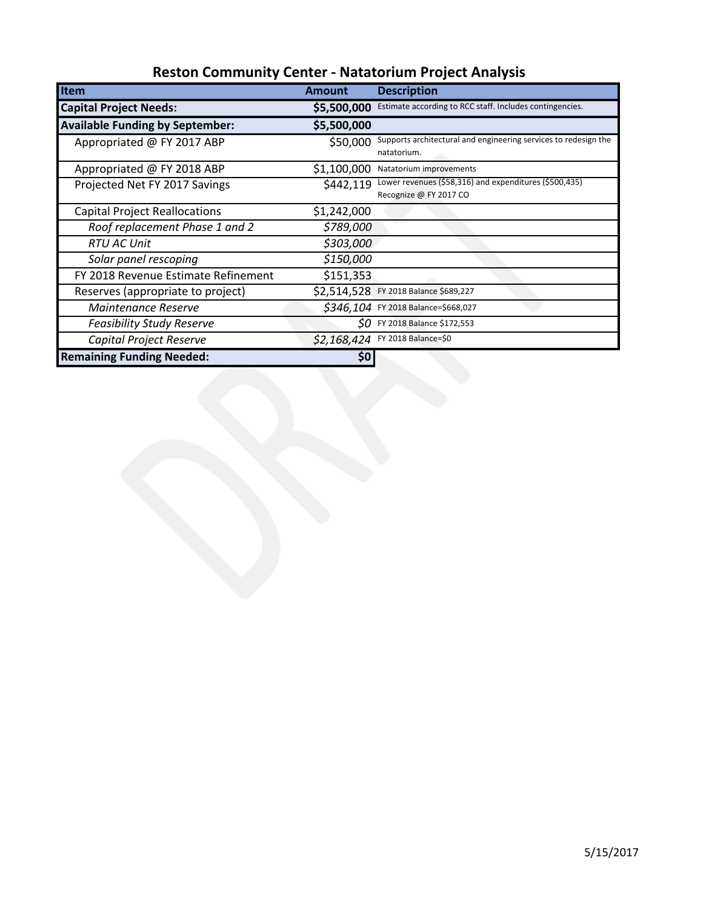# Reston Community Center - Natatorium Project Analysis

| Item | Amount | Description |
|---|---|---|
| **Capital Project Needs:** | **$5,500,000** | Estimate according to RCC staff. Includes contingencies. |
| **Available Funding by September:** | **$5,500,000** | |
| Appropriated @ FY 2017 ABP | $50,000 | Supports architectural and engineering services to redesign the natatorium. |
| Appropriated @ FY 2018 ABP | $1,100,000 | Natatorium improvements |
| Projected Net FY 2017 Savings | $442,119 | Lower revenues ($58,316) and expenditures ($500,435) Recognize @ FY 2017 CO |
| Capital Project Reallocations | $1,242,000 | |
| *Roof replacement Phase 1 and 2* | *$789,000* | |
| *RTU AC Unit* | *$303,000* | |
| *Solar panel rescoping* | *$150,000* | |
| FY 2018 Revenue Estimate Refinement | $151,353 | |
| Reserves (appropriate to project) | $2,514,528 | FY 2018 Balance $689,227 |
| *Maintenance Reserve* | *$346,104* | FY 2018 Balance=$668,027 |
| *Feasibility Study Reserve* | *$0* | FY 2018 Balance $172,553 |
| *Capital Project Reserve* | *$2,168,424* | FY 2018 Balance=$0 |
| **Remaining Funding Needed:** | **$0** | |

5/15/2017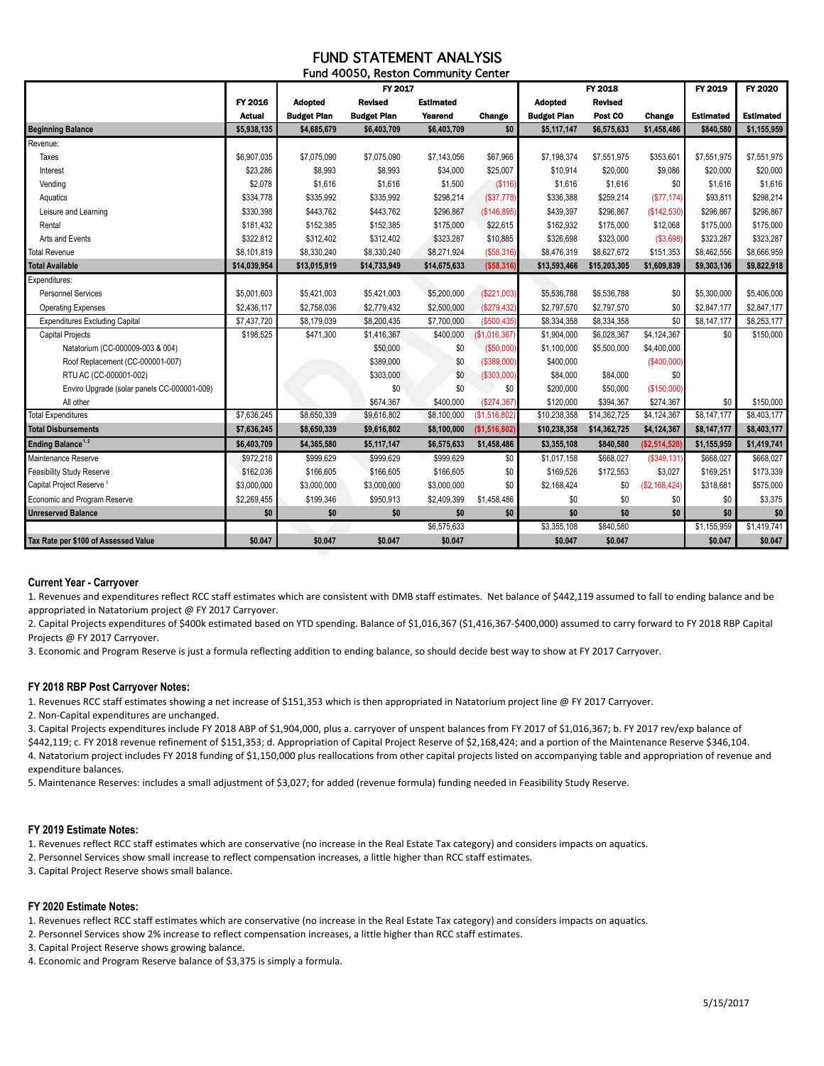# FUND STATEMENT ANALYSIS

## Fund 40050, Reston Community Center

| | FY 2016 | FY 2017 | | | | FY 2018 | | | FY 2019 | FY 2020 |
|---|---|---|---|---|---|---|---|---|---|---|
| | FY 2016 Actual | Adopted Budget Plan | Revised Budget Plan | Estimated Yearend | Change | Adopted Budget Plan | Revised Post CO | Change | Estimated | Estimated |
| **Beginning Balance** | **$5,938,135** | **$4,685,679** | **$6,403,709** | **$6,403,709** | **$0** | **$5,117,147** | **$6,575,633** | **$1,458,486** | **$840,580** | **$1,155,959** |
| Revenue: | | | | | | | | | | |
| Taxes | $6,907,035 | $7,075,090 | $7,075,090 | $7,143,056 | $67,966 | $7,198,374 | $7,551,975 | $353,601 | $7,551,975 | $7,551,975 |
| Interest | $23,286 | $8,993 | $8,993 | $34,000 | $25,007 | $10,914 | $20,000 | $9,086 | $20,000 | $20,000 |
| Vending | $2,078 | $1,616 | $1,616 | $1,500 | ($116) | $1,616 | $1,616 | $0 | $1,616 | $1,616 |
| Aquatics | $334,778 | $335,992 | $335,992 | $298,214 | ($37,778) | $336,388 | $259,214 | ($77,174) | $93,811 | $298,214 |
| Leisure and Learning | $330,398 | $443,762 | $443,762 | $296,867 | ($146,895) | $439,397 | $296,867 | ($142,530) | $296,867 | $296,867 |
| Rental | $181,432 | $152,385 | $152,385 | $175,000 | $22,615 | $162,932 | $175,000 | $12,068 | $175,000 | $175,000 |
| Arts and Events | $322,812 | $312,402 | $312,402 | $323,287 | $10,885 | $326,698 | $323,000 | ($3,698) | $323,287 | $323,287 |
| Total Revenue | $8,101,819 | $8,330,240 | $8,330,240 | $8,271,924 | ($58,316) | $8,476,319 | $8,627,672 | $151,353 | $8,462,556 | $8,666,959 |
| **Total Available** | **$14,039,954** | **$13,015,919** | **$14,733,949** | **$14,675,633** | **($58,316)** | **$13,593,466** | **$15,203,305** | **$1,609,839** | **$9,303,136** | **$9,822,918** |
| Expenditures: | | | | | | | | | | |
| Personnel Services | $5,001,603 | $5,421,003 | $5,421,003 | $5,200,000 | ($221,003) | $5,536,788 | $5,536,788 | $0 | $5,300,000 | $5,406,000 |
| Operating Expenses | $2,436,117 | $2,758,036 | $2,779,432 | $2,500,000 | ($279,432) | $2,797,570 | $2,797,570 | $0 | $2,847,177 | $2,847,177 |
| Expenditures Excluding Capital | $7,437,720 | $8,179,039 | $8,200,435 | $7,700,000 | ($500,435) | $8,334,358 | $8,334,358 | $0 | $8,147,177 | $8,253,177 |
| Capital Projects | $198,525 | $471,300 | $1,416,367 | $400,000 | ($1,016,367) | $1,904,000 | $6,028,367 | $4,124,367 | $0 | $150,000 |
| Natatorium (CC-000009-003 & 004) | | | $50,000 | $0 | ($50,000) | $1,100,000 | $5,500,000 | $4,400,000 | | |
| Roof Replacement (CC-000001-007) | | | $389,000 | $0 | ($389,000) | $400,000 | | ($400,000) | | |
| RTU AC (CC-000001-002) | | | $303,000 | $0 | ($303,000) | $84,000 | $84,000 | $0 | | |
| Enviro Upgrade (solar panels CC-000001-009) | | | $0 | $0 | $0 | $200,000 | $50,000 | ($150,000) | | |
| All other | | | $674,367 | $400,000 | ($274,367) | $120,000 | $394,367 | $274,367 | $0 | $150,000 |
| Total Expenditures | $7,636,245 | $8,650,339 | $9,616,802 | $8,100,000 | ($1,516,802) | $10,238,358 | $14,362,725 | $4,124,367 | $8,147,177 | $8,403,177 |
| **Total Disbursements** | **$7,636,245** | **$8,650,339** | **$9,616,802** | **$8,100,000** | **($1,516,802)** | **$10,238,358** | **$14,362,725** | **$4,124,367** | **$8,147,177** | **$8,403,177** |
| **Ending Balance[1,2]** | **$6,403,709** | **$4,365,580** | **$5,117,147** | **$6,575,633** | **$1,458,486** | **$3,355,108** | **$840,580** | **($2,514,528)** | **$1,155,959** | **$1,419,741** |
| Maintenance Reserve | $972,218 | $999,629 | $999,629 | $999,629 | $0 | $1,017,158 | $668,027 | ($349,131) | $668,027 | $668,027 |
| Feasibility Study Reserve | $162,036 | $166,605 | $166,605 | $166,605 | $0 | $169,526 | $172,553 | $3,027 | $169,251 | $173,339 |
| Capital Project Reserve[3] | $3,000,000 | $3,000,000 | $3,000,000 | $3,000,000 | $0 | $2,168,424 | $0 | ($2,168,424) | $318,681 | $575,000 |
| Economic and Program Reserve | $2,269,455 | $199,346 | $950,913 | $2,409,399 | $1,458,486 | $0 | $0 | $0 | $0 | $3,375 |
| **Unreserved Balance** | **$0** | **$0** | **$0** | **$0** | **$0** | **$0** | **$0** | **$0** | **$0** | **$0** |
| | | | | $6,575,633 | | $3,355,108 | $840,580 | | $1,155,959 | $1,419,741 |
| **Tax Rate per $100 of Assessed Value** | **$0.047** | **$0.047** | **$0.047** | **$0.047** | | **$0.047** | **$0.047** | | **$0.047** | **$0.047** |

### Current Year - Carryover

1. Revenues and expenditures reflect RCC staff estimates which are consistent with DMB staff estimates. Net balance of $442,119 assumed to fall to ending balance and be appropriated in Natatorium project @ FY 2017 Carryover.
2. Capital Projects expenditures of $400k estimated based on YTD spending. Balance of $1,016,367 ($1,416,367-$400,000) assumed to carry forward to FY 2018 RBP Capital Projects @ FY 2017 Carryover.
3. Economic and Program Reserve is just a formula reflecting addition to ending balance, so should decide best way to show at FY 2017 Carryover.

### FY 2018 RBP Post Carryover Notes:

1. Revenues RCC staff estimates showing a net increase of $151,353 which is then appropriated in Natatorium project line @ FY 2017 Carryover.
2. Non-Capital expenditures are unchanged.
3. Capital Projects expenditures include FY 2018 ABP of $1,904,000, plus a. carryover of unspent balances from FY 2017 of $1,016,367; b. FY 2017 rev/exp balance of $442,119; c. FY 2018 revenue refinement of $151,353; d. Appropriation of Capital Project Reserve of $2,168,424; and a portion of the Maintenance Reserve $346,104.
4. Natatorium project includes FY 2018 funding of $1,150,000 plus reallocations from other capital projects listed on accompanying table and appropriation of revenue and expenditure balances.
5. Maintenance Reserves: includes a small adjustment of $3,027; for added (revenue formula) funding needed in Feasibility Study Reserve.

### FY 2019 Estimate Notes:

1. Revenues reflect RCC staff estimates which are conservative (no increase in the Real Estate Tax category) and considers impacts on aquatics.
2. Personnel Services show small increase to reflect compensation increases, a little higher than RCC staff estimates.
3. Capital Project Reserve shows small balance.

### FY 2020 Estimate Notes:

1. Revenues reflect RCC staff estimates which are conservative (no increase in the Real Estate Tax category) and considers impacts on aquatics.
2. Personnel Services show 2% increase to reflect compensation increases, a little higher than RCC staff estimates.
3. Capital Project Reserve shows growing balance.
4. Economic and Program Reserve balance of $3,375 is simply a formula.

5/15/2017